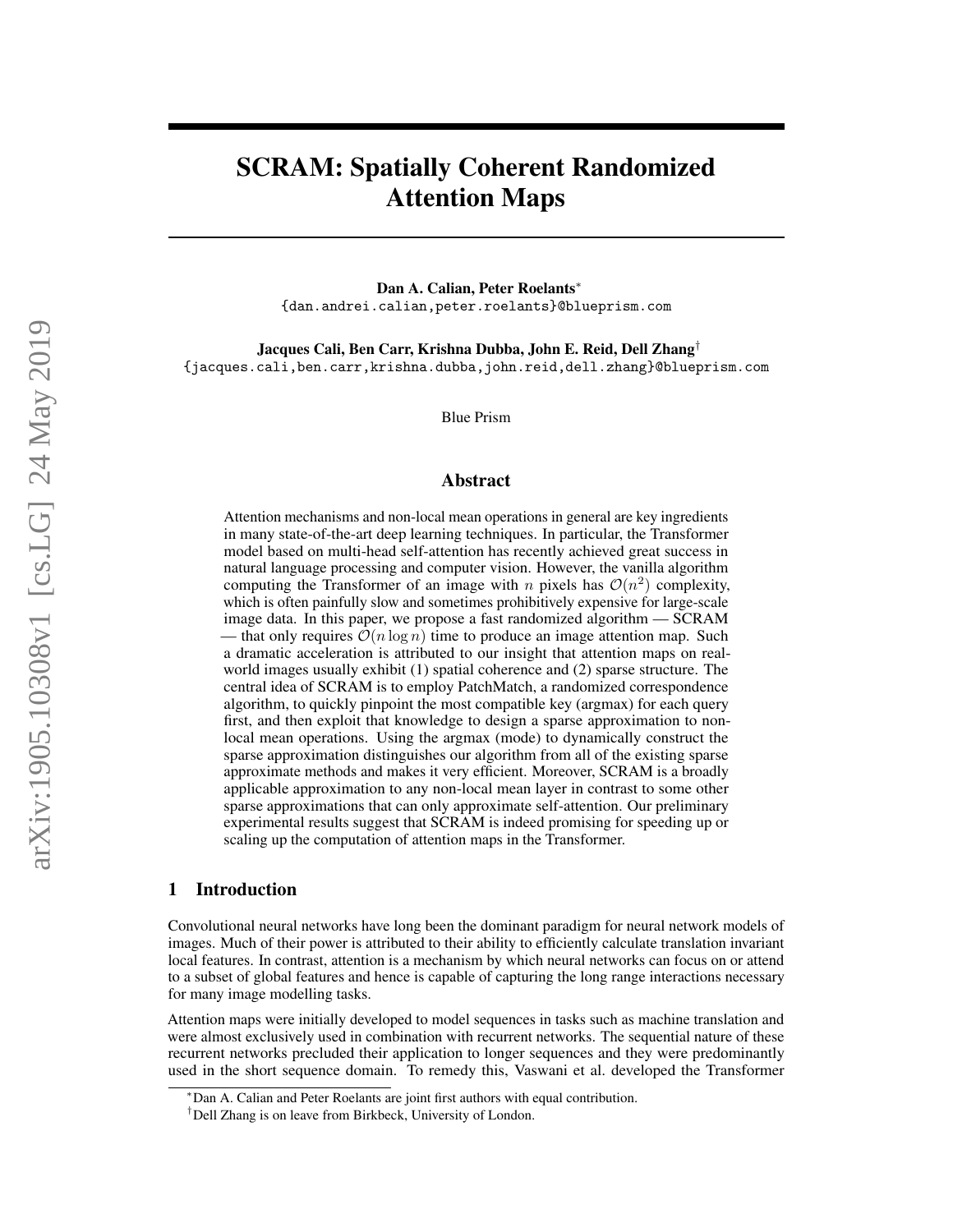# SCRAM: Spatially Coherent Randomized Attention Maps

**Dan A. Calian, Peter Roelants**[*]
{dan.andrei.calian,peter.roelants}@blueprism.com

**Jacques Cali, Ben Carr, Krishna Dubba, John E. Reid, Dell Zhang**[†]
{jacques.cali,ben.carr,krishna.dubba,john.reid,dell.zhang}@blueprism.com

Blue Prism

## Abstract

Attention mechanisms and non-local mean operations in general are key ingredients in many state-of-the-art deep learning techniques. In particular, the Transformer model based on multi-head self-attention has recently achieved great success in natural language processing and computer vision. However, the vanilla algorithm computing the Transformer of an image with $n$ pixels has $\mathcal{O}(n^2)$ complexity, which is often painfully slow and sometimes prohibitively expensive for large-scale image data. In this paper, we propose a fast randomized algorithm — SCRAM — that only requires $\mathcal{O}(n \log n)$ time to produce an image attention map. Such a dramatic acceleration is attributed to our insight that attention maps on real-world images usually exhibit (1) spatial coherence and (2) sparse structure. The central idea of SCRAM is to employ PatchMatch, a randomized correspondence algorithm, to quickly pinpoint the most compatible key (argmax) for each query first, and then exploit that knowledge to design a sparse approximation to non-local mean operations. Using the argmax (mode) to dynamically construct the sparse approximation distinguishes our algorithm from all of the existing sparse approximate methods and makes it very efficient. Moreover, SCRAM is a broadly applicable approximation to any non-local mean layer in contrast to some other sparse approximations that can only approximate self-attention. Our preliminary experimental results suggest that SCRAM is indeed promising for speeding up or scaling up the computation of attention maps in the Transformer.

## 1 Introduction

Convolutional neural networks have long been the dominant paradigm for neural network models of images. Much of their power is attributed to their ability to efficiently calculate translation invariant local features. In contrast, attention is a mechanism by which neural networks can focus on or attend to a subset of global features and hence is capable of capturing the long range interactions necessary for many image modelling tasks.

Attention maps were initially developed to model sequences in tasks such as machine translation and were almost exclusively used in combination with recurrent networks. The sequential nature of these recurrent networks precluded their application to longer sequences and they were predominantly used in the short sequence domain. To remedy this, Vaswani et al. developed the Transformer

[*]Dan A. Calian and Peter Roelants are joint first authors with equal contribution.

[†]Dell Zhang is on leave from Birkbeck, University of London.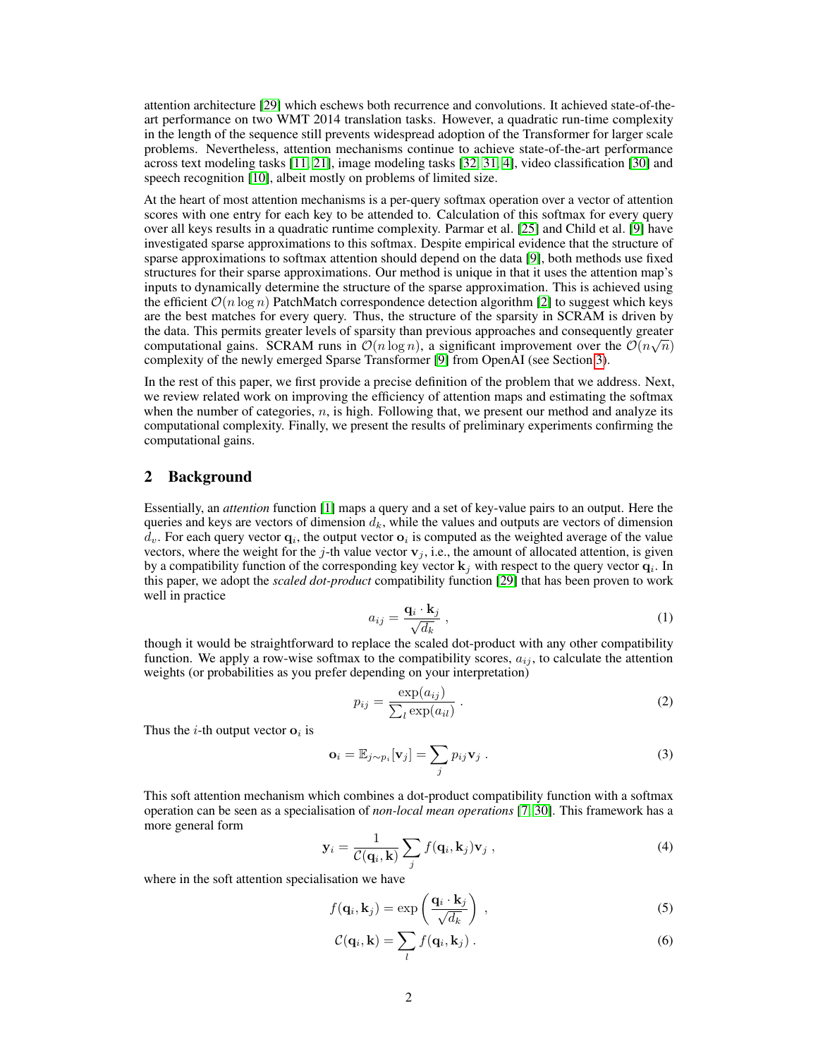attention architecture [29] which eschews both recurrence and convolutions. It achieved state-of-the-art performance on two WMT 2014 translation tasks. However, a quadratic run-time complexity in the length of the sequence still prevents widespread adoption of the Transformer for larger scale problems. Nevertheless, attention mechanisms continue to achieve state-of-the-art performance across text modeling tasks [11, 21], image modeling tasks [32, 31, 4], video classification [30] and speech recognition [10], albeit mostly on problems of limited size.

At the heart of most attention mechanisms is a per-query softmax operation over a vector of attention scores with one entry for each key to be attended to. Calculation of this softmax for every query over all keys results in a quadratic runtime complexity. Parmar et al. [25] and Child et al. [9] have investigated sparse approximations to this softmax. Despite empirical evidence that the structure of sparse approximations to softmax attention should depend on the data [9], both methods use fixed structures for their sparse approximations. Our method is unique in that it uses the attention map's inputs to dynamically determine the structure of the sparse approximation. This is achieved using the efficient $\mathcal{O}(n \log n)$ PatchMatch correspondence detection algorithm [2] to suggest which keys are the best matches for every query. Thus, the structure of the sparsity in SCRAM is driven by the data. This permits greater levels of sparsity than previous approaches and consequently greater computational gains. SCRAM runs in $\mathcal{O}(n \log n)$, a significant improvement over the $\mathcal{O}(n\sqrt{n})$ complexity of the newly emerged Sparse Transformer [9] from OpenAI (see Section 3).

In the rest of this paper, we first provide a precise definition of the problem that we address. Next, we review related work on improving the efficiency of attention maps and estimating the softmax when the number of categories, $n$, is high. Following that, we present our method and analyze its computational complexity. Finally, we present the results of preliminary experiments confirming the computational gains.

## 2 Background

Essentially, an *attention* function [1] maps a query and a set of key-value pairs to an output. Here the queries and keys are vectors of dimension $d_k$, while the values and outputs are vectors of dimension $d_v$. For each query vector $\mathbf{q}_i$, the output vector $\mathbf{o}_i$ is computed as the weighted average of the value vectors, where the weight for the $j$-th value vector $\mathbf{v}_j$, i.e., the amount of allocated attention, is given by a compatibility function of the corresponding key vector $\mathbf{k}_j$ with respect to the query vector $\mathbf{q}_i$. In this paper, we adopt the *scaled dot-product* compatibility function [29] that has been proven to work well in practice

$$a_{ij} = \frac{\mathbf{q}_i \cdot \mathbf{k}_j}{\sqrt{d_k}} \ , \tag{1}$$

though it would be straightforward to replace the scaled dot-product with any other compatibility function. We apply a row-wise softmax to the compatibility scores, $a_{ij}$, to calculate the attention weights (or probabilities as you prefer depending on your interpretation)

$$p_{ij} = \frac{\exp(a_{ij})}{\sum_l \exp(a_{il})} \ . \tag{2}$$

Thus the $i$-th output vector $\mathbf{o}_i$ is

$$\mathbf{o}_i = \mathbb{E}_{j \sim p_i}[\mathbf{v}_j] = \sum_j p_{ij} \mathbf{v}_j \ . \tag{3}$$

This soft attention mechanism which combines a dot-product compatibility function with a softmax operation can be seen as a specialisation of *non-local mean operations* [7, 30]. This framework has a more general form

$$\mathbf{y}_i = \frac{1}{\mathcal{C}(\mathbf{q}_i, \mathbf{k})} \sum_j f(\mathbf{q}_i, \mathbf{k}_j) \mathbf{v}_j \ , \tag{4}$$

where in the soft attention specialisation we have

$$f(\mathbf{q}_i, \mathbf{k}_j) = \exp\left(\frac{\mathbf{q}_i \cdot \mathbf{k}_j}{\sqrt{d_k}}\right) \ , \tag{5}$$

$$\mathcal{C}(\mathbf{q}_i, \mathbf{k}) = \sum_l f(\mathbf{q}_i, \mathbf{k}_j) \ . \tag{6}$$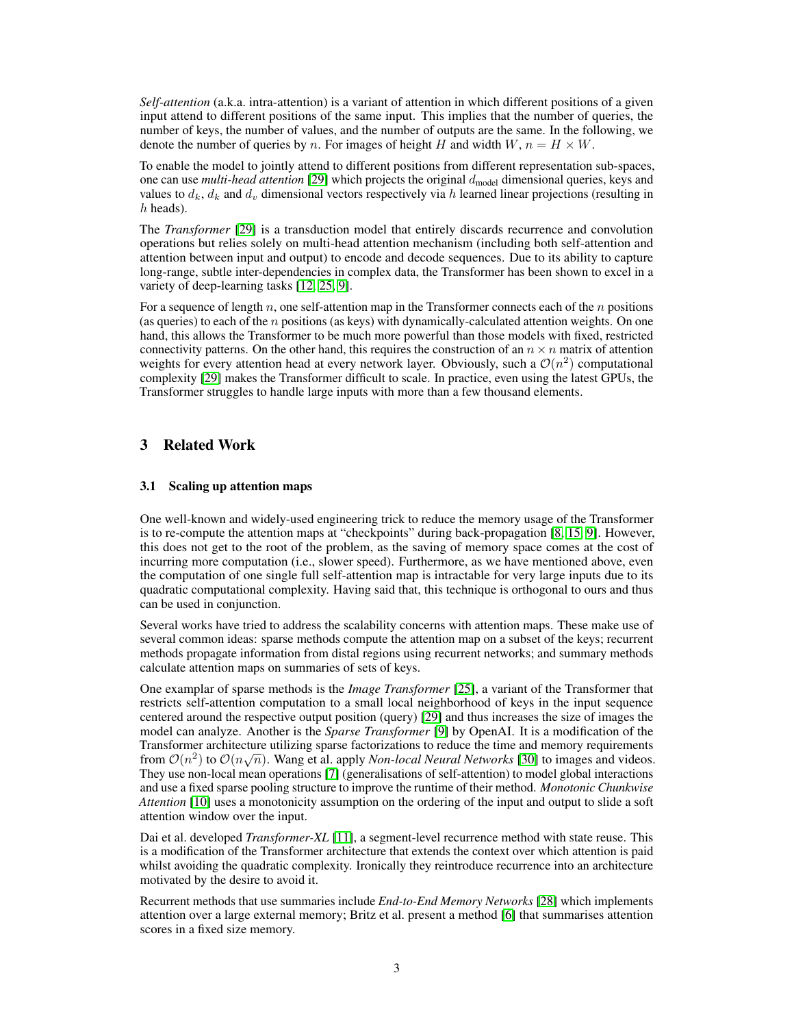*Self-attention* (a.k.a. intra-attention) is a variant of attention in which different positions of a given input attend to different positions of the same input. This implies that the number of queries, the number of keys, the number of values, and the number of outputs are the same. In the following, we denote the number of queries by $n$. For images of height $H$ and width $W$, $n = H \times W$.

To enable the model to jointly attend to different positions from different representation sub-spaces, one can use *multi-head attention* [29] which projects the original $d_{\text{model}}$ dimensional queries, keys and values to $d_k$, $d_k$ and $d_v$ dimensional vectors respectively via $h$ learned linear projections (resulting in $h$ heads).

The *Transformer* [29] is a transduction model that entirely discards recurrence and convolution operations but relies solely on multi-head attention mechanism (including both self-attention and attention between input and output) to encode and decode sequences. Due to its ability to capture long-range, subtle inter-dependencies in complex data, the Transformer has been shown to excel in a variety of deep-learning tasks [12, 25, 9].

For a sequence of length $n$, one self-attention map in the Transformer connects each of the $n$ positions (as queries) to each of the $n$ positions (as keys) with dynamically-calculated attention weights. On one hand, this allows the Transformer to be much more powerful than those models with fixed, restricted connectivity patterns. On the other hand, this requires the construction of an $n \times n$ matrix of attention weights for every attention head at every network layer. Obviously, such a $\mathcal{O}(n^2)$ computational complexity [29] makes the Transformer difficult to scale. In practice, even using the latest GPUs, the Transformer struggles to handle large inputs with more than a few thousand elements.

# 3 Related Work

## 3.1 Scaling up attention maps

One well-known and widely-used engineering trick to reduce the memory usage of the Transformer is to re-compute the attention maps at "checkpoints" during back-propagation [8, 15, 9]. However, this does not get to the root of the problem, as the saving of memory space comes at the cost of incurring more computation (i.e., slower speed). Furthermore, as we have mentioned above, even the computation of one single full self-attention map is intractable for very large inputs due to its quadratic computational complexity. Having said that, this technique is orthogonal to ours and thus can be used in conjunction.

Several works have tried to address the scalability concerns with attention maps. These make use of several common ideas: sparse methods compute the attention map on a subset of the keys; recurrent methods propagate information from distal regions using recurrent networks; and summary methods calculate attention maps on summaries of sets of keys.

One examplar of sparse methods is the *Image Transformer* [25], a variant of the Transformer that restricts self-attention computation to a small local neighborhood of keys in the input sequence centered around the respective output position (query) [29] and thus increases the size of images the model can analyze. Another is the *Sparse Transformer* [9] by OpenAI. It is a modification of the Transformer architecture utilizing sparse factorizations to reduce the time and memory requirements from $\mathcal{O}(n^2)$ to $\mathcal{O}(n\sqrt{n})$. Wang et al. apply *Non-local Neural Networks* [30] to images and videos. They use non-local mean operations [7] (generalisations of self-attention) to model global interactions and use a fixed sparse pooling structure to improve the runtime of their method. *Monotonic Chunkwise Attention* [10] uses a monotonicity assumption on the ordering of the input and output to slide a soft attention window over the input.

Dai et al. developed *Transformer-XL* [11], a segment-level recurrence method with state reuse. This is a modification of the Transformer architecture that extends the context over which attention is paid whilst avoiding the quadratic complexity. Ironically they reintroduce recurrence into an architecture motivated by the desire to avoid it.

Recurrent methods that use summaries include *End-to-End Memory Networks* [28] which implements attention over a large external memory; Britz et al. present a method [6] that summarises attention scores in a fixed size memory.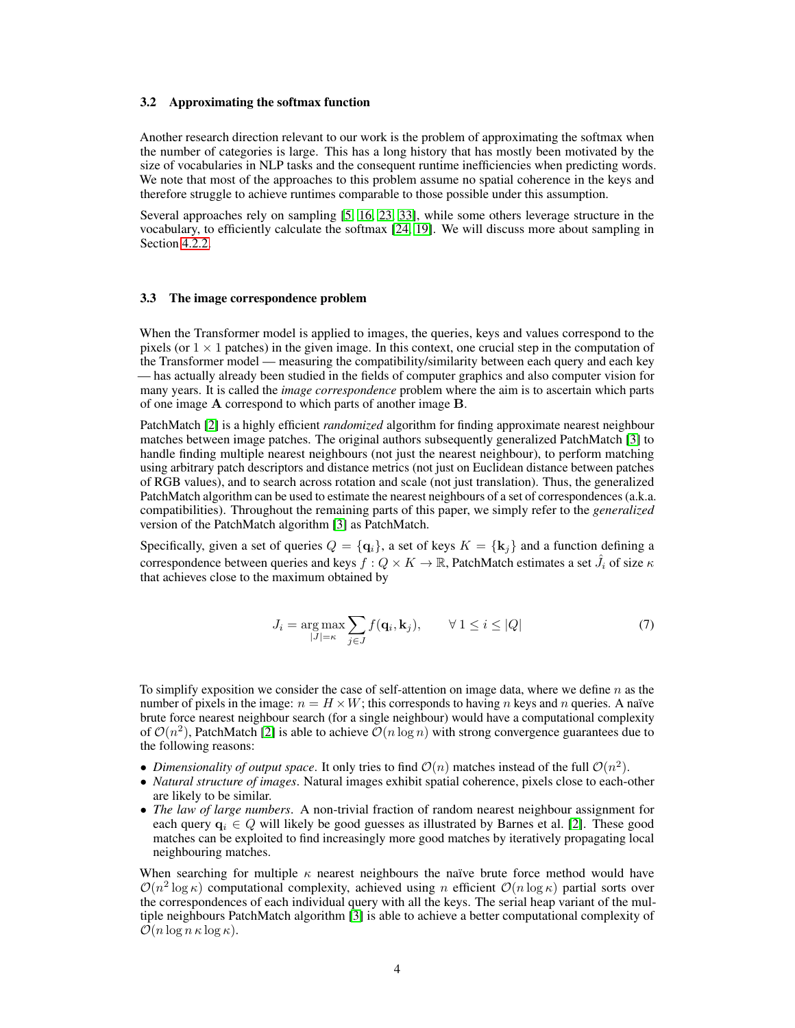### 3.2 Approximating the softmax function

Another research direction relevant to our work is the problem of approximating the softmax when the number of categories is large. This has a long history that has mostly been motivated by the size of vocabularies in NLP tasks and the consequent runtime inefficiencies when predicting words. We note that most of the approaches to this problem assume no spatial coherence in the keys and therefore struggle to achieve runtimes comparable to those possible under this assumption.

Several approaches rely on sampling [5, 16, 23, 33], while some others leverage structure in the vocabulary, to efficiently calculate the softmax [24, 19]. We will discuss more about sampling in Section 4.2.2.

### 3.3 The image correspondence problem

When the Transformer model is applied to images, the queries, keys and values correspond to the pixels (or $1 \times 1$ patches) in the given image. In this context, one crucial step in the computation of the Transformer model — measuring the compatibility/similarity between each query and each key — has actually already been studied in the fields of computer graphics and also computer vision for many years. It is called the *image correspondence* problem where the aim is to ascertain which parts of one image $\mathbf{A}$ correspond to which parts of another image $\mathbf{B}$.

PatchMatch [2] is a highly efficient *randomized* algorithm for finding approximate nearest neighbour matches between image patches. The original authors subsequently generalized PatchMatch [3] to handle finding multiple nearest neighbours (not just the nearest neighbour), to perform matching using arbitrary patch descriptors and distance metrics (not just on Euclidean distance between patches of RGB values), and to search across rotation and scale (not just translation). Thus, the generalized PatchMatch algorithm can be used to estimate the nearest neighbours of a set of correspondences (a.k.a. compatibilities). Throughout the remaining parts of this paper, we simply refer to the *generalized* version of the PatchMatch algorithm [3] as PatchMatch.

Specifically, given a set of queries $Q = \{\mathbf{q}_i\}$, a set of keys $K = \{\mathbf{k}_j\}$ and a function defining a correspondence between queries and keys $f : Q \times K \rightarrow \mathbb{R}$, PatchMatch estimates a set $\hat{J}_i$ of size $\kappa$ that achieves close to the maximum obtained by

$$J_i = \underset{|J|=\kappa}{\arg\max} \sum_{j \in J} f(\mathbf{q}_i, \mathbf{k}_j), \qquad \forall\, 1 \leq i \leq |Q| \tag{7}$$

To simplify exposition we consider the case of self-attention on image data, where we define $n$ as the number of pixels in the image: $n = H \times W$; this corresponds to having $n$ keys and $n$ queries. A naïve brute force nearest neighbour search (for a single neighbour) would have a computational complexity of $\mathcal{O}(n^2)$, PatchMatch [2] is able to achieve $\mathcal{O}(n \log n)$ with strong convergence guarantees due to the following reasons:

- *Dimensionality of output space*. It only tries to find $\mathcal{O}(n)$ matches instead of the full $\mathcal{O}(n^2)$.
- *Natural structure of images*. Natural images exhibit spatial coherence, pixels close to each-other are likely to be similar.
- *The law of large numbers*. A non-trivial fraction of random nearest neighbour assignment for each query $\mathbf{q}_i \in Q$ will likely be good guesses as illustrated by Barnes et al. [2]. These good matches can be exploited to find increasingly more good matches by iteratively propagating local neighbouring matches.

When searching for multiple $\kappa$ nearest neighbours the naïve brute force method would have $\mathcal{O}(n^2 \log \kappa)$ computational complexity, achieved using $n$ efficient $\mathcal{O}(n \log \kappa)$ partial sorts over the correspondences of each individual query with all the keys. The serial heap variant of the multiple neighbours PatchMatch algorithm [3] is able to achieve a better computational complexity of $\mathcal{O}(n \log n \, \kappa \log \kappa)$.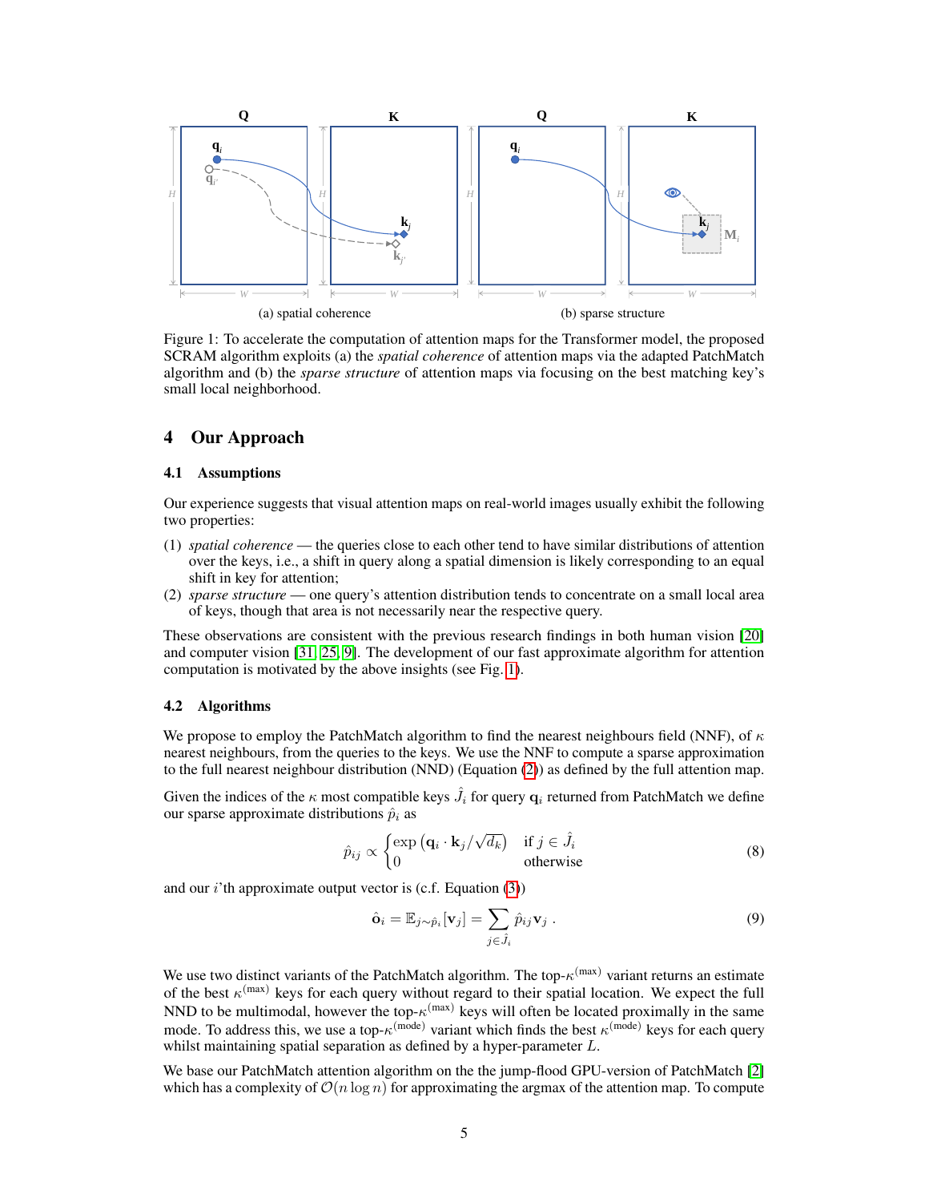Q K Q K

$\mathbf{q}_i$ $\mathbf{q}_{i'}$ $\mathbf{k}_j$ $\mathbf{k}_{j'}$ H W

$\mathbf{q}_i$ $\mathbf{k}_j$ $\mathbf{M}_i$ H W

(a) spatial coherence

(b) sparse structure

Figure 1: To accelerate the computation of attention maps for the Transformer model, the proposed SCRAM algorithm exploits (a) the *spatial coherence* of attention maps via the adapted PatchMatch algorithm and (b) the *sparse structure* of attention maps via focusing on the best matching key's small local neighborhood.

# 4 Our Approach

## 4.1 Assumptions

Our experience suggests that visual attention maps on real-world images usually exhibit the following two properties:

(1) *spatial coherence* — the queries close to each other tend to have similar distributions of attention over the keys, i.e., a shift in query along a spatial dimension is likely corresponding to an equal shift in key for attention;

(2) *sparse structure* — one query's attention distribution tends to concentrate on a small local area of keys, though that area is not necessarily near the respective query.

These observations are consistent with the previous research findings in both human vision [20] and computer vision [31, 25, 9]. The development of our fast approximate algorithm for attention computation is motivated by the above insights (see Fig. 1).

## 4.2 Algorithms

We propose to employ the PatchMatch algorithm to find the nearest neighbours field (NNF), of $\kappa$ nearest neighbours, from the queries to the keys. We use the NNF to compute a sparse approximation to the full nearest neighbour distribution (NND) (Equation (2)) as defined by the full attention map.

Given the indices of the $\kappa$ most compatible keys $\hat{J}_i$ for query $\mathbf{q}_i$ returned from PatchMatch we define our sparse approximate distributions $\hat{p}_i$ as

$$\hat{p}_{ij} \propto \begin{cases} \exp\left(\mathbf{q}_i \cdot \mathbf{k}_j / \sqrt{d_k}\right) & \text{if } j \in \hat{J}_i \\ 0 & \text{otherwise} \end{cases} \tag{8}$$

and our $i$'th approximate output vector is (c.f. Equation (3))

$$\hat{\mathbf{o}}_i = \mathbb{E}_{j \sim \hat{p}_i}[\mathbf{v}_j] = \sum_{j \in \hat{J}_i} \hat{p}_{ij} \mathbf{v}_j \, . \tag{9}$$

We use two distinct variants of the PatchMatch algorithm. The top-$\kappa^{(\max)}$ variant returns an estimate of the best $\kappa^{(\max)}$ keys for each query without regard to their spatial location. We expect the full NND to be multimodal, however the top-$\kappa^{(\max)}$ keys will often be located proximally in the same mode. To address this, we use a top-$\kappa^{(\text{mode})}$ variant which finds the best $\kappa^{(\text{mode})}$ keys for each query whilst maintaining spatial separation as defined by a hyper-parameter $L$.

We base our PatchMatch attention algorithm on the the jump-flood GPU-version of PatchMatch [2] which has a complexity of $\mathcal{O}(n \log n)$ for approximating the argmax of the attention map. To compute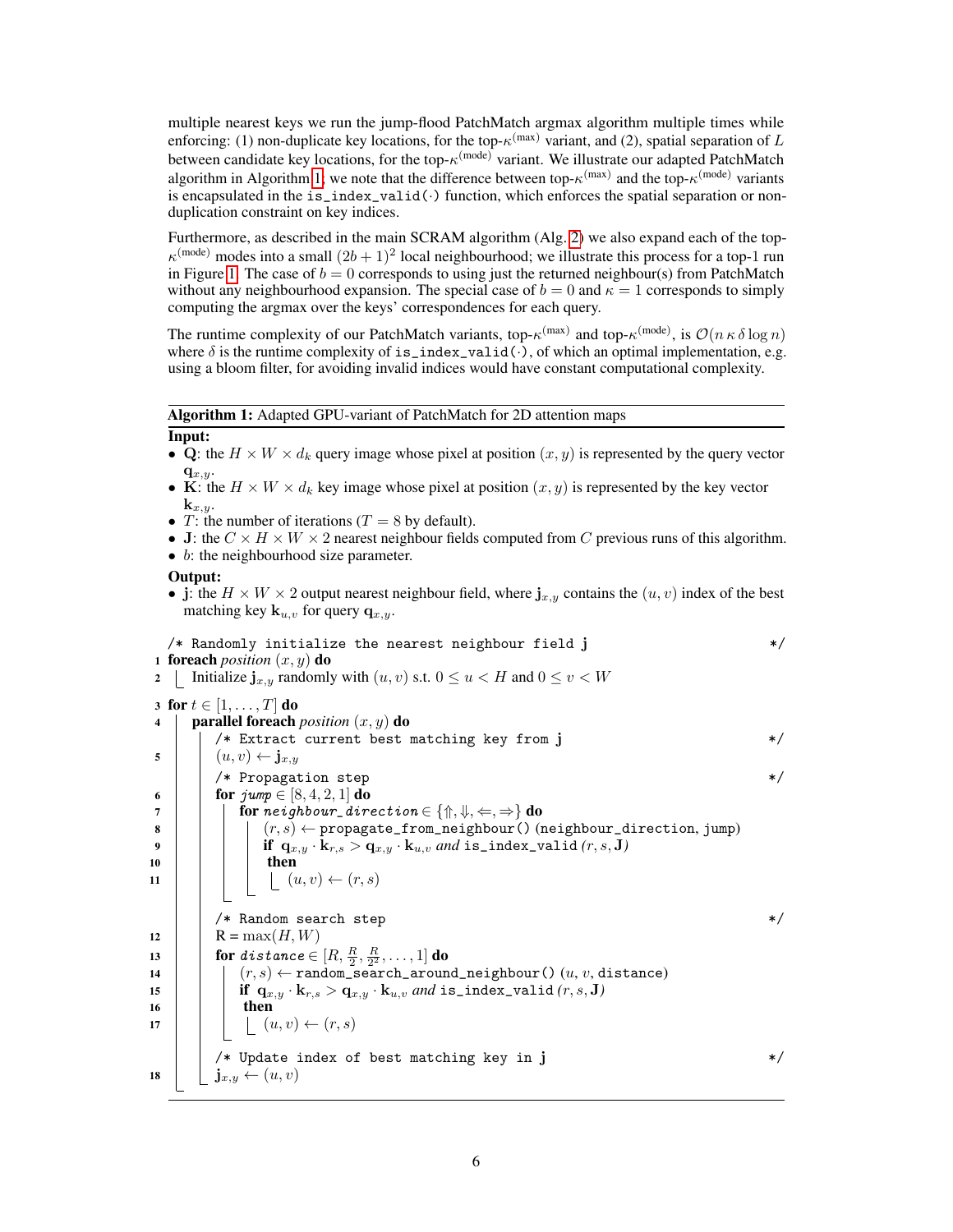multiple nearest keys we run the jump-flood PatchMatch argmax algorithm multiple times while enforcing: (1) non-duplicate key locations, for the top-$\kappa^{(\max)}$ variant, and (2), spatial separation of $L$ between candidate key locations, for the top-$\kappa^{(\text{mode})}$ variant. We illustrate our adapted PatchMatch algorithm in Algorithm 1; we note that the difference between top-$\kappa^{(\max)}$ and the top-$\kappa^{(\text{mode})}$ variants is encapsulated in the `is_index_valid(·)` function, which enforces the spatial separation or non-duplication constraint on key indices.

Furthermore, as described in the main SCRAM algorithm (Alg. 2) we also expand each of the top-$\kappa^{(\text{mode})}$ modes into a small $(2b+1)^2$ local neighbourhood; we illustrate this process for a top-1 run in Figure 1. The case of $b = 0$ corresponds to using just the returned neighbour(s) from PatchMatch without any neighbourhood expansion. The special case of $b = 0$ and $\kappa = 1$ corresponds to simply computing the argmax over the keys' correspondences for each query.

The runtime complexity of our PatchMatch variants, top-$\kappa^{(\max)}$ and top-$\kappa^{(\text{mode})}$, is $\mathcal{O}(n\,\kappa\,\delta \log n)$ where $\delta$ is the runtime complexity of `is_index_valid(·)`, of which an optimal implementation, e.g. using a bloom filter, for avoiding invalid indices would have constant computational complexity.

**Algorithm 1:** Adapted GPU-variant of PatchMatch for 2D attention maps

**Input:**
- $\mathbf{Q}$: the $H \times W \times d_k$ query image whose pixel at position $(x, y)$ is represented by the query vector $\mathbf{q}_{x,y}$.
- $\mathbf{K}$: the $H \times W \times d_k$ key image whose pixel at position $(x, y)$ is represented by the key vector $\mathbf{k}_{x,y}$.
- $T$: the number of iterations ($T = 8$ by default).
- $\mathbf{J}$: the $C \times H \times W \times 2$ nearest neighbour fields computed from $C$ previous runs of this algorithm.
- $b$: the neighbourhood size parameter.

**Output:**
- $\mathbf{j}$: the $H \times W \times 2$ output nearest neighbour field, where $\mathbf{j}_{x,y}$ contains the $(u, v)$ index of the best matching key $\mathbf{k}_{u,v}$ for query $\mathbf{q}_{x,y}$.

```
   /* Randomly initialize the nearest neighbour field j */
1  foreach position (x, y) do
2      Initialize j_{x,y} randomly with (u, v) s.t. 0 ≤ u < H and 0 ≤ v < W
3  for t ∈ [1, ..., T] do
4      parallel foreach position (x, y) do
           /* Extract current best matching key from j */
5          (u, v) ← j_{x,y}
           /* Propagation step */
6          for jump ∈ [8, 4, 2, 1] do
7              for neighbour_direction ∈ {⇑, ⇓, ⇐, ⇒} do
8                  (r, s) ← propagate_from_neighbour() (neighbour_direction, jump)
9                  if q_{x,y} · k_{r,s} > q_{x,y} · k_{u,v} and is_index_valid (r, s, J)
10                 then
11                     (u, v) ← (r, s)
           /* Random search step */
12         R = max(H, W)
13         for distance ∈ [R, R/2, R/2^2, ..., 1] do
14             (r, s) ← random_search_around_neighbour() (u, v, distance)
15             if q_{x,y} · k_{r,s} > q_{x,y} · k_{u,v} and is_index_valid (r, s, J)
16             then
17                 (u, v) ← (r, s)
           /* Update index of best matching key in j */
18         j_{x,y} ← (u, v)
```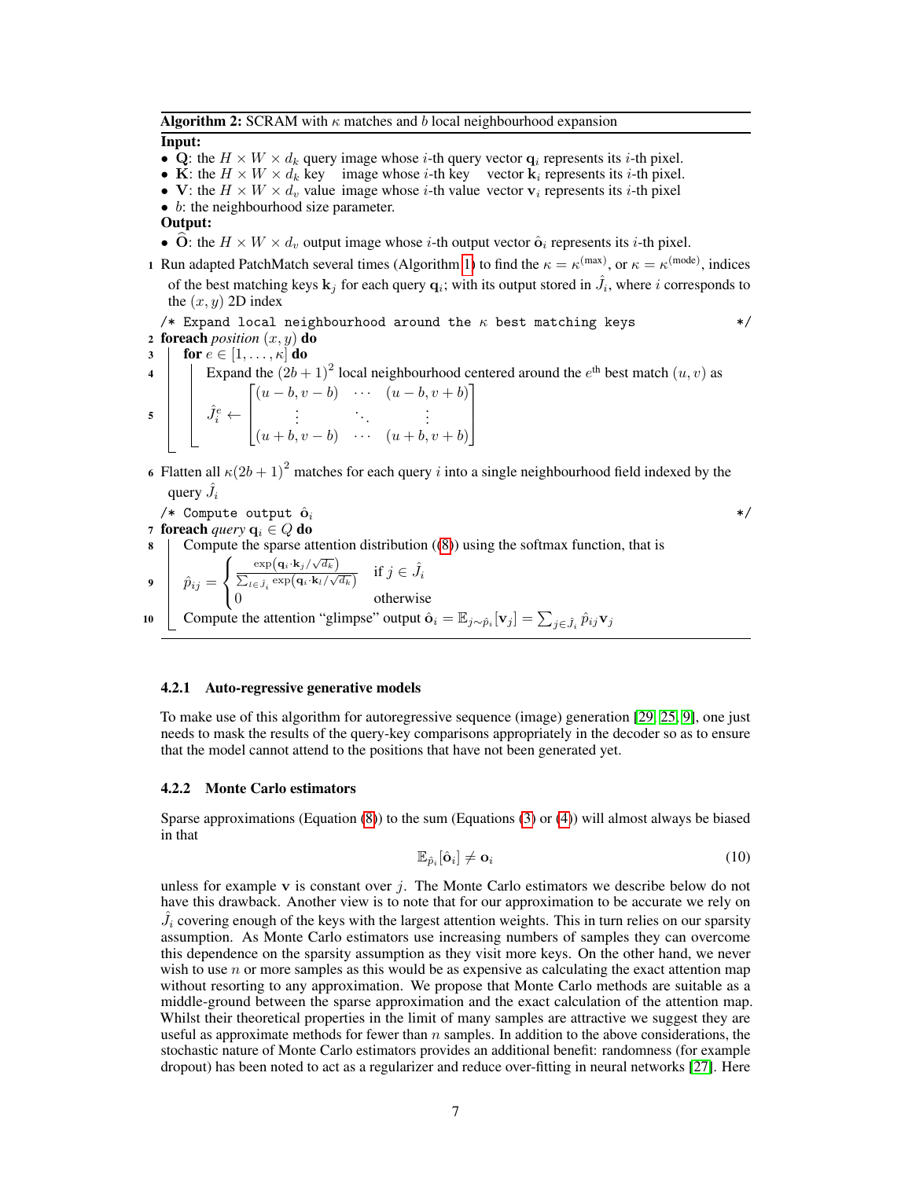**Algorithm 2:** SCRAM with $\kappa$ matches and $b$ local neighbourhood expansion

**Input:**

- $\mathbf{Q}$: the $H \times W \times d_k$ query image whose $i$-th query vector $\mathbf{q}_i$ represents its $i$-th pixel.
- $\mathbf{K}$: the $H \times W \times d_k$ key image whose $i$-th key vector $\mathbf{k}_i$ represents its $i$-th pixel.
- $\mathbf{V}$: the $H \times W \times d_v$ value image whose $i$-th value vector $\mathbf{v}_i$ represents its $i$-th pixel
- $b$: the neighbourhood size parameter.

**Output:**

- $\widehat{\mathbf{O}}$: the $H \times W \times d_v$ output image whose $i$-th output vector $\hat{\mathbf{o}}_i$ represents its $i$-th pixel.

1 Run adapted PatchMatch several times (Algorithm 1) to find the $\kappa = \kappa^{(\max)}$, or $\kappa = \kappa^{(\text{mode})}$, indices of the best matching keys $\mathbf{k}_j$ for each query $\mathbf{q}_i$; with its output stored in $\hat{J}_i$, where $i$ corresponds to the $(x, y)$ 2D index

```
/* Expand local neighbourhood around the κ best matching keys */
```

2 **foreach** *position* $(x, y)$ **do**

3 **for** $e \in [1, \ldots, \kappa]$ **do**

4 Expand the $(2b+1)^2$ local neighbourhood centered around the $e^{\text{th}}$ best match $(u, v)$ as

5 
$$\hat{J}_i^e \leftarrow \begin{bmatrix} (u-b, v-b) & \cdots & (u-b, v+b) \\ \vdots & \ddots & \vdots \\ (u+b, v-b) & \cdots & (u+b, v+b) \end{bmatrix}$$

6 Flatten all $\kappa(2b+1)^2$ matches for each query $i$ into a single neighbourhood field indexed by the query $\hat{J}_i$

```
/* Compute output ô_i */
```

7 **foreach** *query* $\mathbf{q}_i \in Q$ **do**

8 Compute the sparse attention distribution ((8)) using the softmax function, that is

9 
$$\hat{p}_{ij} = \begin{cases} \frac{\exp\left(\mathbf{q}_i \cdot \mathbf{k}_j / \sqrt{d_k}\right)}{\sum_{l \in \hat{J}_i} \exp\left(\mathbf{q}_i \cdot \mathbf{k}_l / \sqrt{d_k}\right)} & \text{if } j \in \hat{J}_i \\ 0 & \text{otherwise} \end{cases}$$

10 Compute the attention "glimpse" output $\hat{\mathbf{o}}_i = \mathbb{E}_{j \sim \hat{p}_i}[\mathbf{v}_j] = \sum_{j \in \hat{J}_i} \hat{p}_{ij} \mathbf{v}_j$

#### 4.2.1 Auto-regressive generative models

To make use of this algorithm for autoregressive sequence (image) generation [29, 25, 9], one just needs to mask the results of the query-key comparisons appropriately in the decoder so as to ensure that the model cannot attend to the positions that have not been generated yet.

#### 4.2.2 Monte Carlo estimators

Sparse approximations (Equation (8)) to the sum (Equations (3) or (4)) will almost always be biased in that

$$\mathbb{E}_{\hat{p}_i}[\hat{\mathbf{o}}_i] \neq \mathbf{o}_i \tag{10}$$

unless for example $\mathbf{v}$ is constant over $j$. The Monte Carlo estimators we describe below do not have this drawback. Another view is to note that for our approximation to be accurate we rely on $\hat{J}_i$ covering enough of the keys with the largest attention weights. This in turn relies on our sparsity assumption. As Monte Carlo estimators use increasing numbers of samples they can overcome this dependence on the sparsity assumption as they visit more keys. On the other hand, we never wish to use $n$ or more samples as this would be as expensive as calculating the exact attention map without resorting to any approximation. We propose that Monte Carlo methods are suitable as a middle-ground between the sparse approximation and the exact calculation of the attention map. Whilst their theoretical properties in the limit of many samples are attractive we suggest they are useful as approximate methods for fewer than $n$ samples. In addition to the above considerations, the stochastic nature of Monte Carlo estimators provides an additional benefit: randomness (for example dropout) has been noted to act as a regularizer and reduce over-fitting in neural networks [27]. Here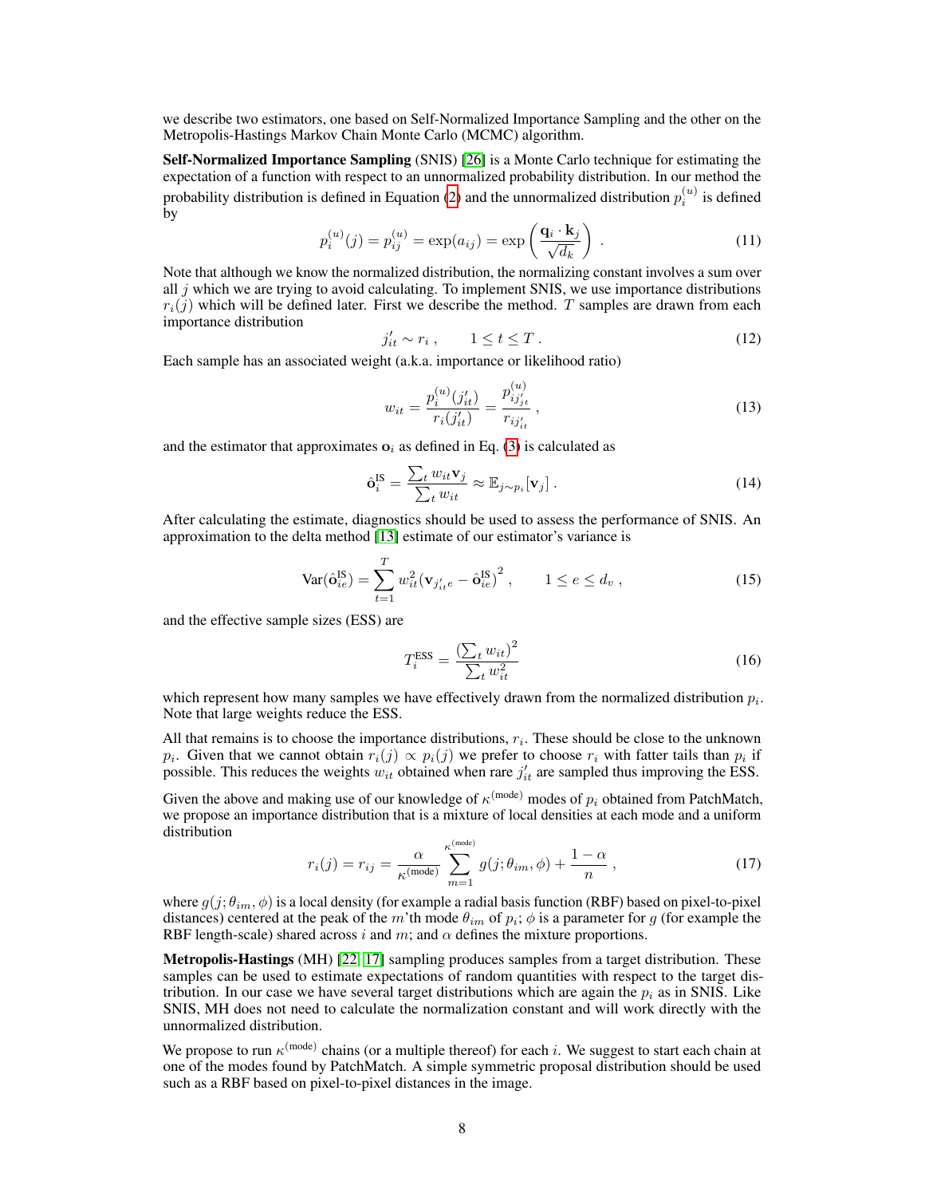we describe two estimators, one based on Self-Normalized Importance Sampling and the other on the Metropolis-Hastings Markov Chain Monte Carlo (MCMC) algorithm.

**Self-Normalized Importance Sampling** (SNIS) [26] is a Monte Carlo technique for estimating the expectation of a function with respect to an unnormalized probability distribution. In our method the probability distribution is defined in Equation (2) and the unnormalized distribution $p_i^{(u)}$ is defined by

$$p_i^{(u)}(j) = p_{ij}^{(u)} = \exp(a_{ij}) = \exp\left(\frac{\mathbf{q}_i \cdot \mathbf{k}_j}{\sqrt{d_k}}\right) . \tag{11}$$

Note that although we know the normalized distribution, the normalizing constant involves a sum over all $j$ which we are trying to avoid calculating. To implement SNIS, we use importance distributions $r_i(j)$ which will be defined later. First we describe the method. $T$ samples are drawn from each importance distribution

$$j'_{it} \sim r_i , \qquad 1 \leq t \leq T . \tag{12}$$

Each sample has an associated weight (a.k.a. importance or likelihood ratio)

$$w_{it} = \frac{p_i^{(u)}(j'_{it})}{r_i(j'_{it})} = \frac{p_{ij'_{jt}}^{(u)}}{r_{ij'_{it}}} , \tag{13}$$

and the estimator that approximates $\mathbf{o}_i$ as defined in Eq. (3) is calculated as

$$\hat{\mathbf{o}}_i^{\text{IS}} = \frac{\sum_t w_{it} \mathbf{v}_j}{\sum_t w_{it}} \approx \mathbb{E}_{j \sim p_i}[\mathbf{v}_j] . \tag{14}$$

After calculating the estimate, diagnostics should be used to assess the performance of SNIS. An approximation to the delta method [13] estimate of our estimator's variance is

$$\text{Var}(\hat{\mathbf{o}}_{ie}^{\text{IS}}) = \sum_{t=1}^{T} w_{it}^2 \left(\mathbf{v}_{j'_{it}e} - \hat{\mathbf{o}}_{ie}^{\text{IS}}\right)^2 , \qquad 1 \leq e \leq d_v , \tag{15}$$

and the effective sample sizes (ESS) are

$$T_i^{\text{ESS}} = \frac{\left(\sum_t w_{it}\right)^2}{\sum_t w_{it}^2} \tag{16}$$

which represent how many samples we have effectively drawn from the normalized distribution $p_i$. Note that large weights reduce the ESS.

All that remains is to choose the importance distributions, $r_i$. These should be close to the unknown $p_i$. Given that we cannot obtain $r_i(j) \propto p_i(j)$ we prefer to choose $r_i$ with fatter tails than $p_i$ if possible. This reduces the weights $w_{it}$ obtained when rare $j'_{it}$ are sampled thus improving the ESS.

Given the above and making use of our knowledge of $\kappa^{(\text{mode})}$ modes of $p_i$ obtained from PatchMatch, we propose an importance distribution that is a mixture of local densities at each mode and a uniform distribution

$$r_i(j) = r_{ij} = \frac{\alpha}{\kappa^{(\text{mode})}} \sum_{m=1}^{\kappa^{(\text{mode})}} g(j; \theta_{im}, \phi) + \frac{1-\alpha}{n} , \tag{17}$$

where $g(j; \theta_{im}, \phi)$ is a local density (for example a radial basis function (RBF) based on pixel-to-pixel distances) centered at the peak of the $m$'th mode $\theta_{im}$ of $p_i$; $\phi$ is a parameter for $g$ (for example the RBF length-scale) shared across $i$ and $m$; and $\alpha$ defines the mixture proportions.

**Metropolis-Hastings** (MH) [22, 17] sampling produces samples from a target distribution. These samples can be used to estimate expectations of random quantities with respect to the target distribution. In our case we have several target distributions which are again the $p_i$ as in SNIS. Like SNIS, MH does not need to calculate the normalization constant and will work directly with the unnormalized distribution.

We propose to run $\kappa^{(\text{mode})}$ chains (or a multiple thereof) for each $i$. We suggest to start each chain at one of the modes found by PatchMatch. A simple symmetric proposal distribution should be used such as a RBF based on pixel-to-pixel distances in the image.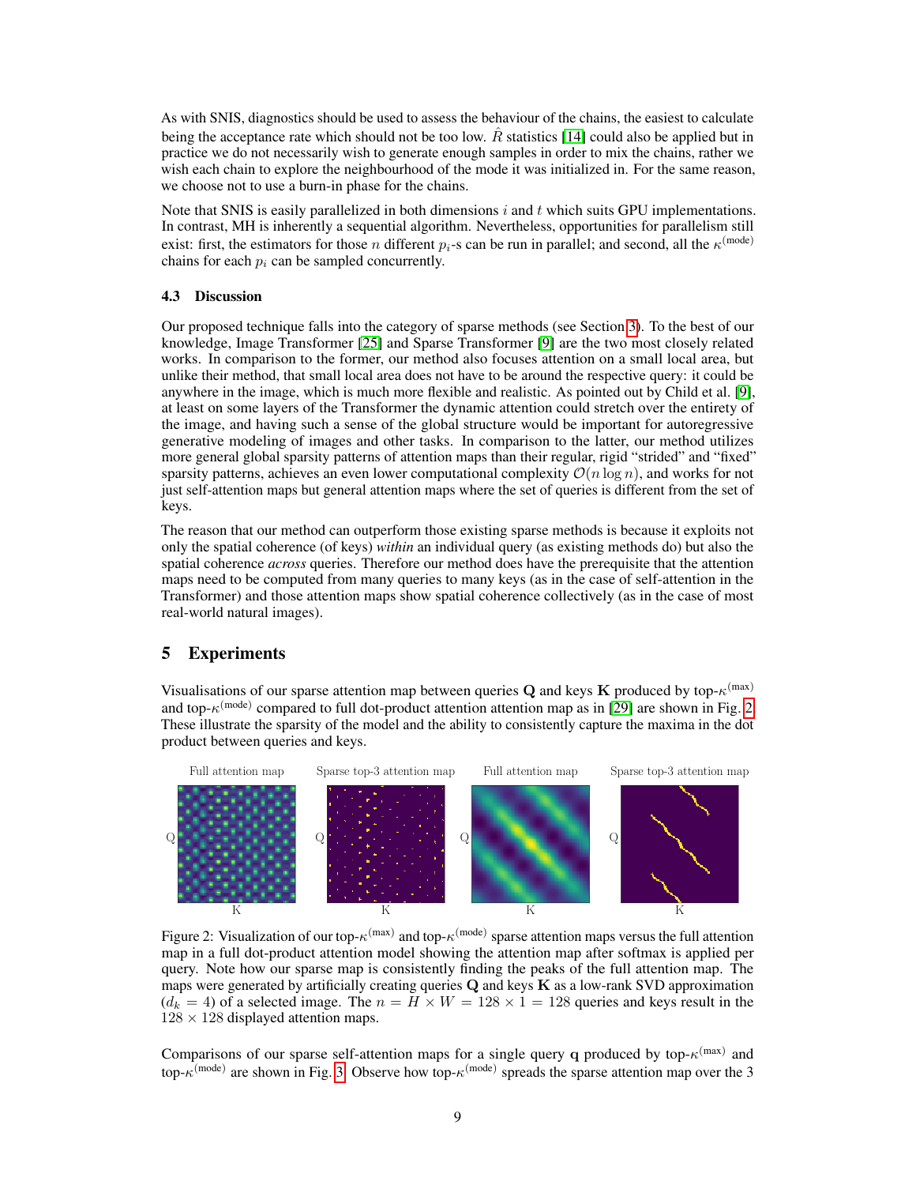As with SNIS, diagnostics should be used to assess the behaviour of the chains, the easiest to calculate being the acceptance rate which should not be too low. $\hat{R}$ statistics [14] could also be applied but in practice we do not necessarily wish to generate enough samples in order to mix the chains, rather we wish each chain to explore the neighbourhood of the mode it was initialized in. For the same reason, we choose not to use a burn-in phase for the chains.

Note that SNIS is easily parallelized in both dimensions $i$ and $t$ which suits GPU implementations. In contrast, MH is inherently a sequential algorithm. Nevertheless, opportunities for parallelism still exist: first, the estimators for those $n$ different $p_i$-s can be run in parallel; and second, all the $\kappa^{(\text{mode})}$ chains for each $p_i$ can be sampled concurrently.

### 4.3 Discussion

Our proposed technique falls into the category of sparse methods (see Section 3). To the best of our knowledge, Image Transformer [25] and Sparse Transformer [9] are the two most closely related works. In comparison to the former, our method also focuses attention on a small local area, but unlike their method, that small local area does not have to be around the respective query: it could be anywhere in the image, which is much more flexible and realistic. As pointed out by Child et al. [9], at least on some layers of the Transformer the dynamic attention could stretch over the entirety of the image, and having such a sense of the global structure would be important for autoregressive generative modeling of images and other tasks. In comparison to the latter, our method utilizes more general global sparsity patterns of attention maps than their regular, rigid "strided" and "fixed" sparsity patterns, achieves an even lower computational complexity $\mathcal{O}(n \log n)$, and works for not just self-attention maps but general attention maps where the set of queries is different from the set of keys.

The reason that our method can outperform those existing sparse methods is because it exploits not only the spatial coherence (of keys) *within* an individual query (as existing methods do) but also the spatial coherence *across* queries. Therefore our method does have the prerequisite that the attention maps need to be computed from many queries to many keys (as in the case of self-attention in the Transformer) and those attention maps show spatial coherence collectively (as in the case of most real-world natural images).

## 5 Experiments

Visualisations of our sparse attention map between queries $\mathbf{Q}$ and keys $\mathbf{K}$ produced by top-$\kappa^{(\text{max})}$ and top-$\kappa^{(\text{mode})}$ compared to full dot-product attention attention map as in [29] are shown in Fig. 2. These illustrate the sparsity of the model and the ability to consistently capture the maxima in the dot product between queries and keys.

Full attention map
Sparse top-3 attention map
Full attention map
Sparse top-3 attention map
Q
K

Figure 2: Visualization of our top-$\kappa^{(\text{max})}$ and top-$\kappa^{(\text{mode})}$ sparse attention maps versus the full attention map in a full dot-product attention model showing the attention map after softmax is applied per query. Note how our sparse map is consistently finding the peaks of the full attention map. The maps were generated by artificially creating queries $\mathbf{Q}$ and keys $\mathbf{K}$ as a low-rank SVD approximation ($d_k = 4$) of a selected image. The $n = H \times W = 128 \times 1 = 128$ queries and keys result in the $128 \times 128$ displayed attention maps.

Comparisons of our sparse self-attention maps for a single query $\mathbf{q}$ produced by top-$\kappa^{(\text{max})}$ and top-$\kappa^{(\text{mode})}$ are shown in Fig. 3. Observe how top-$\kappa^{(\text{mode})}$ spreads the sparse attention map over the 3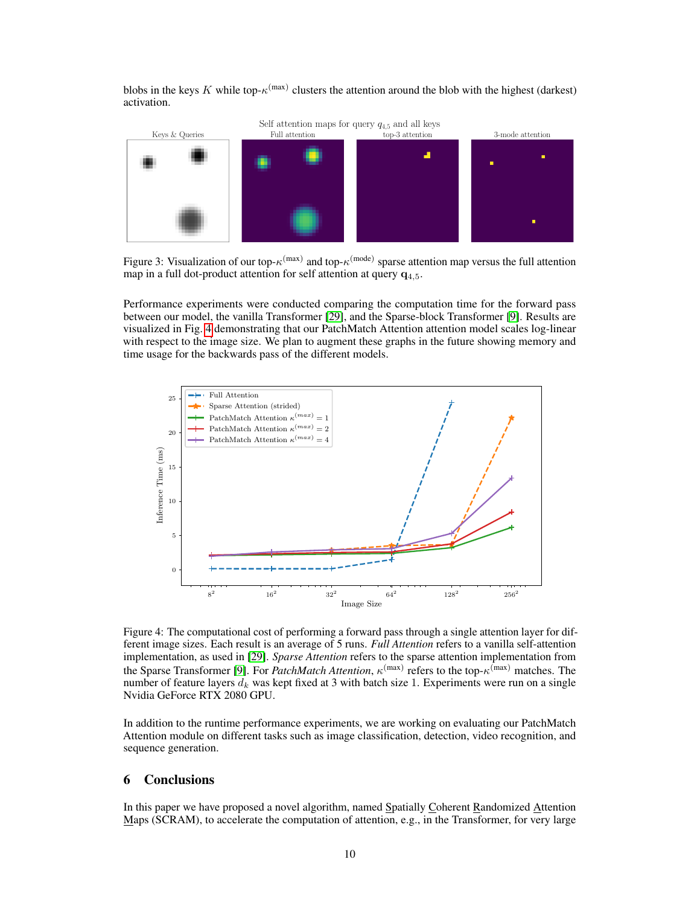blobs in the keys $K$ while top-$\kappa^{(\max)}$ clusters the attention around the blob with the highest (darkest) activation.

Self attention maps for query $q_{4,5}$ and all keys

Keys & Queries

Full attention

top-3 attention

3-mode attention

Figure 3: Visualization of our top-$\kappa^{(\max)}$ and top-$\kappa^{(\text{mode})}$ sparse attention map versus the full attention map in a full dot-product attention for self attention at query $\mathbf{q}_{4,5}$.

Performance experiments were conducted comparing the computation time for the forward pass between our model, the vanilla Transformer [29], and the Sparse-block Transformer [9]. Results are visualized in Fig. 4 demonstrating that our PatchMatch Attention attention model scales log-linear with respect to the image size. We plan to augment these graphs in the future showing memory and time usage for the backwards pass of the different models.

Full Attention

Sparse Attention (strided)

PatchMatch Attention $\kappa^{(max)} = 1$

PatchMatch Attention $\kappa^{(max)} = 2$

PatchMatch Attention $\kappa^{(max)} = 4$

Inference Time (ms)

0

5

10

15

20

25

Image Size

$8^2$

$16^2$

$32^2$

$64^2$

$128^2$

$256^2$

Figure 4: The computational cost of performing a forward pass through a single attention layer for different image sizes. Each result is an average of 5 runs. *Full Attention* refers to a vanilla self-attention implementation, as used in [29]. *Sparse Attention* refers to the sparse attention implementation from the Sparse Transformer [9]. For *PatchMatch Attention*, $\kappa^{(\max)}$ refers to the top-$\kappa^{(\max)}$ matches. The number of feature layers $d_k$ was kept fixed at 3 with batch size 1. Experiments were run on a single Nvidia GeForce RTX 2080 GPU.

In addition to the runtime performance experiments, we are working on evaluating our PatchMatch Attention module on different tasks such as image classification, detection, video recognition, and sequence generation.

## 6 Conclusions

In this paper we have proposed a novel algorithm, named Spatially Coherent Randomized Attention Maps (SCRAM), to accelerate the computation of attention, e.g., in the Transformer, for very large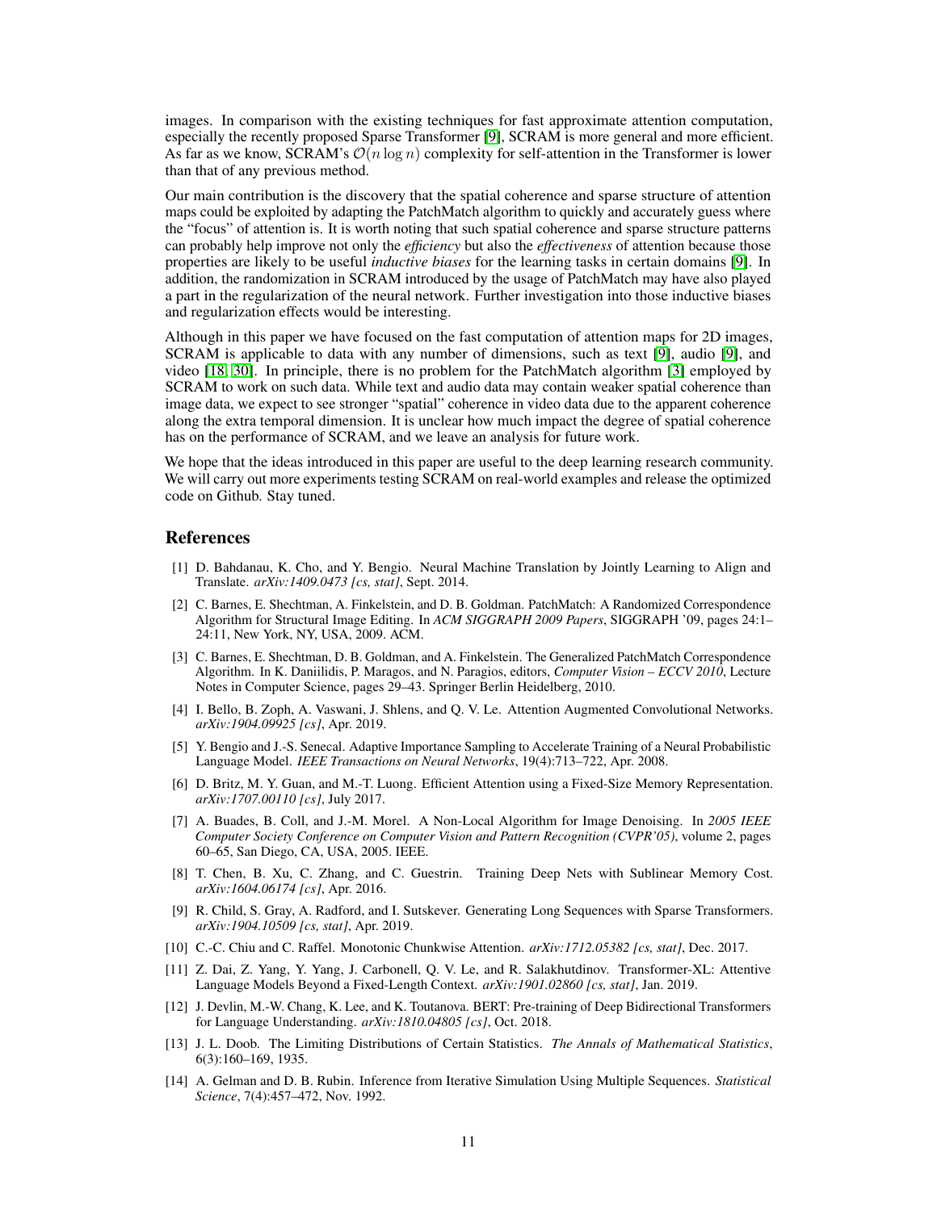images. In comparison with the existing techniques for fast approximate attention computation, especially the recently proposed Sparse Transformer [9], SCRAM is more general and more efficient. As far as we know, SCRAM's $\mathcal{O}(n \log n)$ complexity for self-attention in the Transformer is lower than that of any previous method.

Our main contribution is the discovery that the spatial coherence and sparse structure of attention maps could be exploited by adapting the PatchMatch algorithm to quickly and accurately guess where the "focus" of attention is. It is worth noting that such spatial coherence and sparse structure patterns can probably help improve not only the *efficiency* but also the *effectiveness* of attention because those properties are likely to be useful *inductive biases* for the learning tasks in certain domains [9]. In addition, the randomization in SCRAM introduced by the usage of PatchMatch may have also played a part in the regularization of the neural network. Further investigation into those inductive biases and regularization effects would be interesting.

Although in this paper we have focused on the fast computation of attention maps for 2D images, SCRAM is applicable to data with any number of dimensions, such as text [9], audio [9], and video [18, 30]. In principle, there is no problem for the PatchMatch algorithm [3] employed by SCRAM to work on such data. While text and audio data may contain weaker spatial coherence than image data, we expect to see stronger "spatial" coherence in video data due to the apparent coherence along the extra temporal dimension. It is unclear how much impact the degree of spatial coherence has on the performance of SCRAM, and we leave an analysis for future work.

We hope that the ideas introduced in this paper are useful to the deep learning research community. We will carry out more experiments testing SCRAM on real-world examples and release the optimized code on Github. Stay tuned.

## References

[1] D. Bahdanau, K. Cho, and Y. Bengio. Neural Machine Translation by Jointly Learning to Align and Translate. *arXiv:1409.0473 [cs, stat]*, Sept. 2014.

[2] C. Barnes, E. Shechtman, A. Finkelstein, and D. B. Goldman. PatchMatch: A Randomized Correspondence Algorithm for Structural Image Editing. In *ACM SIGGRAPH 2009 Papers*, SIGGRAPH '09, pages 24:1–24:11, New York, NY, USA, 2009. ACM.

[3] C. Barnes, E. Shechtman, D. B. Goldman, and A. Finkelstein. The Generalized PatchMatch Correspondence Algorithm. In K. Daniilidis, P. Maragos, and N. Paragios, editors, *Computer Vision – ECCV 2010*, Lecture Notes in Computer Science, pages 29–43. Springer Berlin Heidelberg, 2010.

[4] I. Bello, B. Zoph, A. Vaswani, J. Shlens, and Q. V. Le. Attention Augmented Convolutional Networks. *arXiv:1904.09925 [cs]*, Apr. 2019.

[5] Y. Bengio and J.-S. Senecal. Adaptive Importance Sampling to Accelerate Training of a Neural Probabilistic Language Model. *IEEE Transactions on Neural Networks*, 19(4):713–722, Apr. 2008.

[6] D. Britz, M. Y. Guan, and M.-T. Luong. Efficient Attention using a Fixed-Size Memory Representation. *arXiv:1707.00110 [cs]*, July 2017.

[7] A. Buades, B. Coll, and J.-M. Morel. A Non-Local Algorithm for Image Denoising. In *2005 IEEE Computer Society Conference on Computer Vision and Pattern Recognition (CVPR'05)*, volume 2, pages 60–65, San Diego, CA, USA, 2005. IEEE.

[8] T. Chen, B. Xu, C. Zhang, and C. Guestrin. Training Deep Nets with Sublinear Memory Cost. *arXiv:1604.06174 [cs]*, Apr. 2016.

[9] R. Child, S. Gray, A. Radford, and I. Sutskever. Generating Long Sequences with Sparse Transformers. *arXiv:1904.10509 [cs, stat]*, Apr. 2019.

[10] C.-C. Chiu and C. Raffel. Monotonic Chunkwise Attention. *arXiv:1712.05382 [cs, stat]*, Dec. 2017.

[11] Z. Dai, Z. Yang, Y. Yang, J. Carbonell, Q. V. Le, and R. Salakhutdinov. Transformer-XL: Attentive Language Models Beyond a Fixed-Length Context. *arXiv:1901.02860 [cs, stat]*, Jan. 2019.

[12] J. Devlin, M.-W. Chang, K. Lee, and K. Toutanova. BERT: Pre-training of Deep Bidirectional Transformers for Language Understanding. *arXiv:1810.04805 [cs]*, Oct. 2018.

[13] J. L. Doob. The Limiting Distributions of Certain Statistics. *The Annals of Mathematical Statistics*, 6(3):160–169, 1935.

[14] A. Gelman and D. B. Rubin. Inference from Iterative Simulation Using Multiple Sequences. *Statistical Science*, 7(4):457–472, Nov. 1992.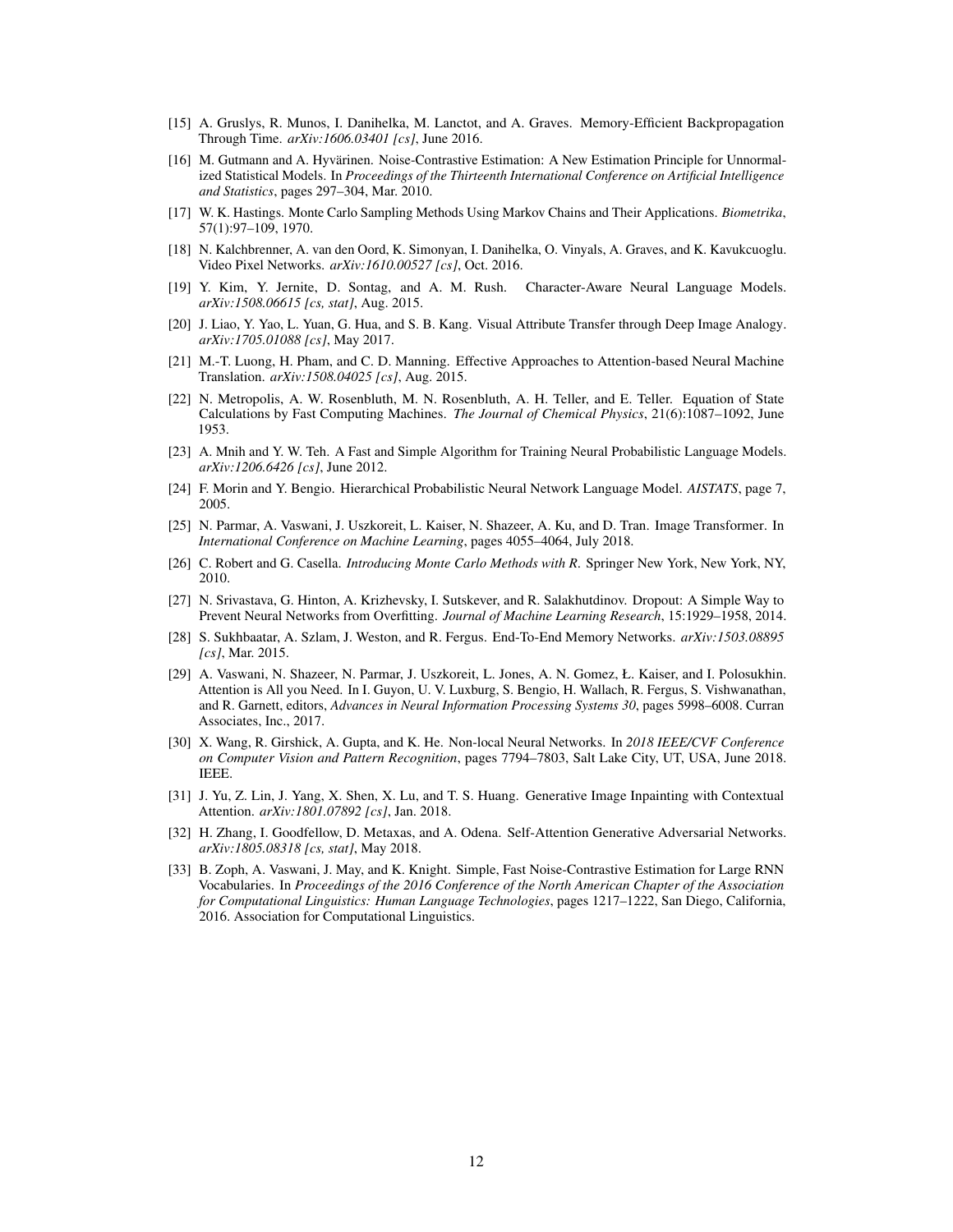[15] A. Gruslys, R. Munos, I. Danihelka, M. Lanctot, and A. Graves. Memory-Efficient Backpropagation Through Time. *arXiv:1606.03401 [cs]*, June 2016.

[16] M. Gutmann and A. Hyvärinen. Noise-Contrastive Estimation: A New Estimation Principle for Unnormalized Statistical Models. In *Proceedings of the Thirteenth International Conference on Artificial Intelligence and Statistics*, pages 297–304, Mar. 2010.

[17] W. K. Hastings. Monte Carlo Sampling Methods Using Markov Chains and Their Applications. *Biometrika*, 57(1):97–109, 1970.

[18] N. Kalchbrenner, A. van den Oord, K. Simonyan, I. Danihelka, O. Vinyals, A. Graves, and K. Kavukcuoglu. Video Pixel Networks. *arXiv:1610.00527 [cs]*, Oct. 2016.

[19] Y. Kim, Y. Jernite, D. Sontag, and A. M. Rush. Character-Aware Neural Language Models. *arXiv:1508.06615 [cs, stat]*, Aug. 2015.

[20] J. Liao, Y. Yao, L. Yuan, G. Hua, and S. B. Kang. Visual Attribute Transfer through Deep Image Analogy. *arXiv:1705.01088 [cs]*, May 2017.

[21] M.-T. Luong, H. Pham, and C. D. Manning. Effective Approaches to Attention-based Neural Machine Translation. *arXiv:1508.04025 [cs]*, Aug. 2015.

[22] N. Metropolis, A. W. Rosenbluth, M. N. Rosenbluth, A. H. Teller, and E. Teller. Equation of State Calculations by Fast Computing Machines. *The Journal of Chemical Physics*, 21(6):1087–1092, June 1953.

[23] A. Mnih and Y. W. Teh. A Fast and Simple Algorithm for Training Neural Probabilistic Language Models. *arXiv:1206.6426 [cs]*, June 2012.

[24] F. Morin and Y. Bengio. Hierarchical Probabilistic Neural Network Language Model. *AISTATS*, page 7, 2005.

[25] N. Parmar, A. Vaswani, J. Uszkoreit, L. Kaiser, N. Shazeer, A. Ku, and D. Tran. Image Transformer. In *International Conference on Machine Learning*, pages 4055–4064, July 2018.

[26] C. Robert and G. Casella. *Introducing Monte Carlo Methods with R*. Springer New York, New York, NY, 2010.

[27] N. Srivastava, G. Hinton, A. Krizhevsky, I. Sutskever, and R. Salakhutdinov. Dropout: A Simple Way to Prevent Neural Networks from Overfitting. *Journal of Machine Learning Research*, 15:1929–1958, 2014.

[28] S. Sukhbaatar, A. Szlam, J. Weston, and R. Fergus. End-To-End Memory Networks. *arXiv:1503.08895 [cs]*, Mar. 2015.

[29] A. Vaswani, N. Shazeer, N. Parmar, J. Uszkoreit, L. Jones, A. N. Gomez, Ł. Kaiser, and I. Polosukhin. Attention is All you Need. In I. Guyon, U. V. Luxburg, S. Bengio, H. Wallach, R. Fergus, S. Vishwanathan, and R. Garnett, editors, *Advances in Neural Information Processing Systems 30*, pages 5998–6008. Curran Associates, Inc., 2017.

[30] X. Wang, R. Girshick, A. Gupta, and K. He. Non-local Neural Networks. In *2018 IEEE/CVF Conference on Computer Vision and Pattern Recognition*, pages 7794–7803, Salt Lake City, UT, USA, June 2018. IEEE.

[31] J. Yu, Z. Lin, J. Yang, X. Shen, X. Lu, and T. S. Huang. Generative Image Inpainting with Contextual Attention. *arXiv:1801.07892 [cs]*, Jan. 2018.

[32] H. Zhang, I. Goodfellow, D. Metaxas, and A. Odena. Self-Attention Generative Adversarial Networks. *arXiv:1805.08318 [cs, stat]*, May 2018.

[33] B. Zoph, A. Vaswani, J. May, and K. Knight. Simple, Fast Noise-Contrastive Estimation for Large RNN Vocabularies. In *Proceedings of the 2016 Conference of the North American Chapter of the Association for Computational Linguistics: Human Language Technologies*, pages 1217–1222, San Diego, California, 2016. Association for Computational Linguistics.